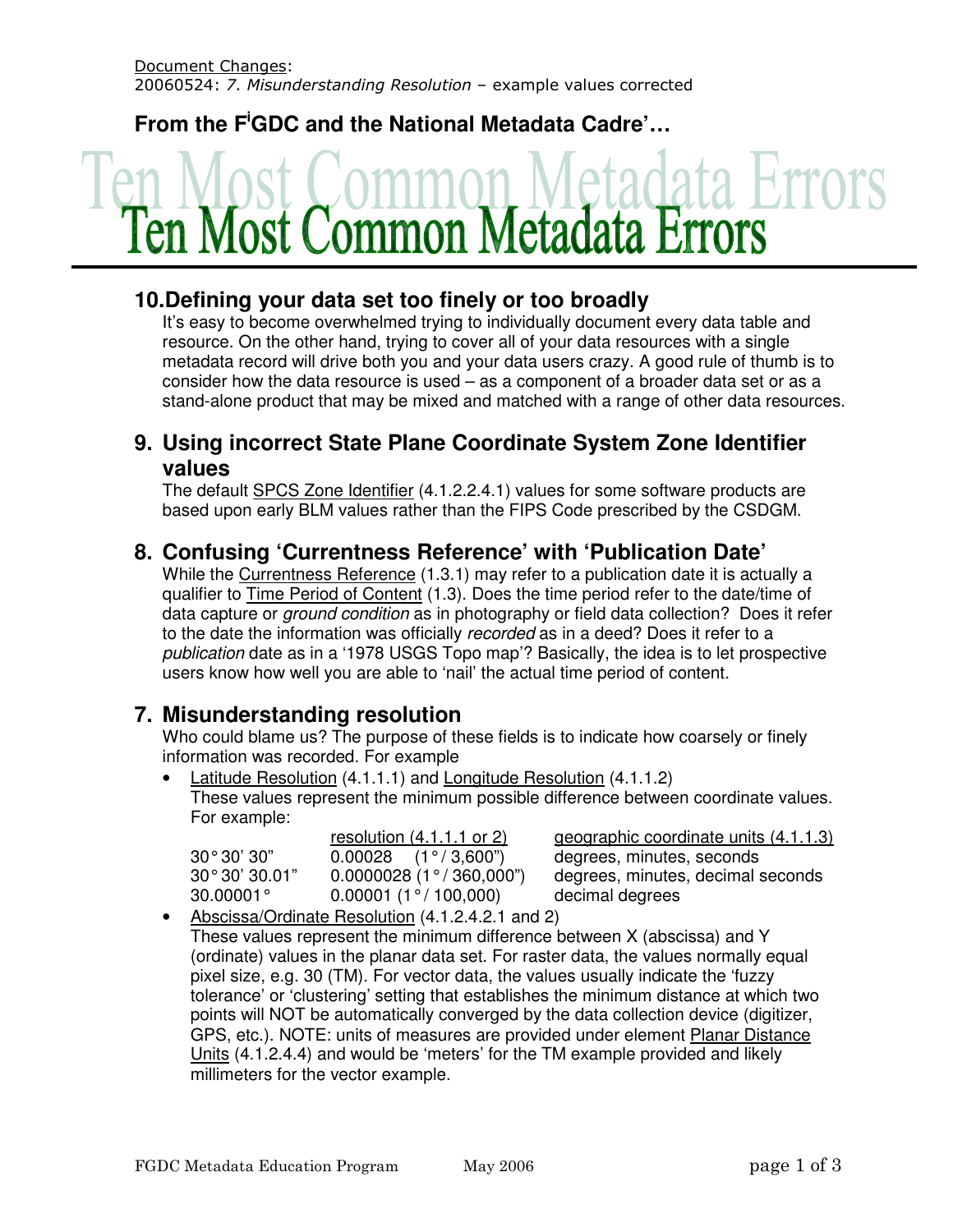Document Changes:
20060524: *7. Misunderstanding Resolution* – example values corrected

**From the FGDC and the National Metadata Cadre'…**

# Ten Most Common Metadata Errors

## 10. Defining your data set too finely or too broadly

It's easy to become overwhelmed trying to individually document every data table and resource. On the other hand, trying to cover all of your data resources with a single metadata record will drive both you and your data users crazy. A good rule of thumb is to consider how the data resource is used – as a component of a broader data set or as a stand-alone product that may be mixed and matched with a range of other data resources.

## 9. Using incorrect State Plane Coordinate System Zone Identifier values

The default SPCS Zone Identifier (4.1.2.2.4.1) values for some software products are based upon early BLM values rather than the FIPS Code prescribed by the CSDGM.

## 8. Confusing 'Currentness Reference' with 'Publication Date'

While the Currentness Reference (1.3.1) may refer to a publication date it is actually a qualifier to Time Period of Content (1.3). Does the time period refer to the date/time of data capture or *ground condition* as in photography or field data collection? Does it refer to the date the information was officially *recorded* as in a deed? Does it refer to a *publication* date as in a '1978 USGS Topo map'? Basically, the idea is to let prospective users know how well you are able to 'nail' the actual time period of content.

## 7. Misunderstanding resolution

Who could blame us? The purpose of these fields is to indicate how coarsely or finely information was recorded. For example

- Latitude Resolution (4.1.1.1) and Longitude Resolution (4.1.1.2)
  These values represent the minimum possible difference between coordinate values. For example:

  | | resolution (4.1.1.1 or 2) | geographic coordinate units (4.1.1.3) |
  |---|---|---|
  | 30° 30' 30" | 0.00028 (1° / 3,600") | degrees, minutes, seconds |
  | 30° 30' 30.01" | 0.0000028 (1° / 360,000") | degrees, minutes, decimal seconds |
  | 30.00001° | 0.00001 (1° / 100,000) | decimal degrees |

- Abscissa/Ordinate Resolution (4.1.2.4.2.1 and 2)
  These values represent the minimum difference between X (abscissa) and Y (ordinate) values in the planar data set. For raster data, the values normally equal pixel size, e.g. 30 (TM). For vector data, the values usually indicate the 'fuzzy tolerance' or 'clustering' setting that establishes the minimum distance at which two points will NOT be automatically converged by the data collection device (digitizer, GPS, etc.). NOTE: units of measures are provided under element Planar Distance Units (4.1.2.4.4) and would be 'meters' for the TM example provided and likely millimeters for the vector example.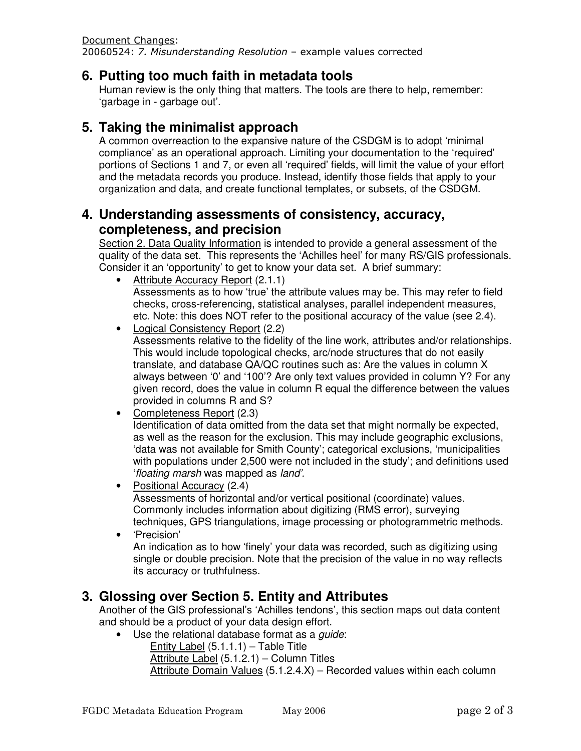Document Changes:
20060524: *7. Misunderstanding Resolution* – example values corrected

## 6. Putting too much faith in metadata tools

Human review is the only thing that matters. The tools are there to help, remember: 'garbage in - garbage out'.

## 5. Taking the minimalist approach

A common overreaction to the expansive nature of the CSDGM is to adopt 'minimal compliance' as an operational approach. Limiting your documentation to the 'required' portions of Sections 1 and 7, or even all 'required' fields, will limit the value of your effort and the metadata records you produce. Instead, identify those fields that apply to your organization and data, and create functional templates, or subsets, of the CSDGM.

## 4. Understanding assessments of consistency, accuracy, completeness, and precision

Section 2. Data Quality Information is intended to provide a general assessment of the quality of the data set. This represents the 'Achilles heel' for many RS/GIS professionals. Consider it an 'opportunity' to get to know your data set. A brief summary:

- Attribute Accuracy Report (2.1.1)
  Assessments as to how 'true' the attribute values may be. This may refer to field checks, cross-referencing, statistical analyses, parallel independent measures, etc. Note: this does NOT refer to the positional accuracy of the value (see 2.4).
- Logical Consistency Report (2.2)
  Assessments relative to the fidelity of the line work, attributes and/or relationships. This would include topological checks, arc/node structures that do not easily translate, and database QA/QC routines such as: Are the values in column X always between '0' and '100'? Are only text values provided in column Y? For any given record, does the value in column R equal the difference between the values provided in columns R and S?
- Completeness Report (2.3)
  Identification of data omitted from the data set that might normally be expected, as well as the reason for the exclusion. This may include geographic exclusions, 'data was not available for Smith County'; categorical exclusions, 'municipalities with populations under 2,500 were not included in the study'; and definitions used '*floating marsh* was mapped as *land'.*
- Positional Accuracy (2.4)
  Assessments of horizontal and/or vertical positional (coordinate) values. Commonly includes information about digitizing (RMS error), surveying techniques, GPS triangulations, image processing or photogrammetric methods.
- 'Precision'
  An indication as to how 'finely' your data was recorded, such as digitizing using single or double precision. Note that the precision of the value in no way reflects its accuracy or truthfulness.

## 3. Glossing over Section 5. Entity and Attributes

Another of the GIS professional's 'Achilles tendons', this section maps out data content and should be a product of your data design effort.

- Use the relational database format as a *guide*:
  - Entity Label (5.1.1.1) – Table Title
  - Attribute Label (5.1.2.1) – Column Titles
  - Attribute Domain Values (5.1.2.4.X) – Recorded values within each column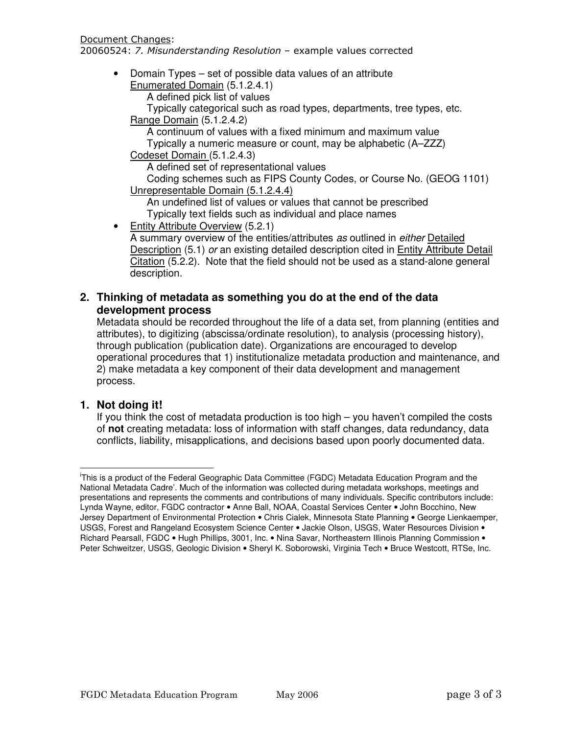Document Changes:
20060524: *7. Misunderstanding Resolution* – example values corrected

- Domain Types – set of possible data values of an attribute
  Enumerated Domain (5.1.2.4.1)
    A defined pick list of values
    Typically categorical such as road types, departments, tree types, etc.
  Range Domain (5.1.2.4.2)
    A continuum of values with a fixed minimum and maximum value
    Typically a numeric measure or count, may be alphabetic (A–ZZZ)
  Codeset Domain (5.1.2.4.3)
    A defined set of representational values
    Coding schemes such as FIPS County Codes, or Course No. (GEOG 1101)
  Unrepresentable Domain (5.1.2.4.4)
    An undefined list of values or values that cannot be prescribed
    Typically text fields such as individual and place names
- Entity Attribute Overview (5.2.1)
  A summary overview of the entities/attributes *as* outlined in *either* Detailed Description (5.1) *or* an existing detailed description cited in Entity Attribute Detail Citation (5.2.2). Note that the field should not be used as a stand-alone general description.

## 2. Thinking of metadata as something you do at the end of the data development process

Metadata should be recorded throughout the life of a data set, from planning (entities and attributes), to digitizing (abscissa/ordinate resolution), to analysis (processing history), through publication (publication date). Organizations are encouraged to develop operational procedures that 1) institutionalize metadata production and maintenance, and 2) make metadata a key component of their data development and management process.

## 1. Not doing it!

If you think the cost of metadata production is too high – you haven't compiled the costs of **not** creating metadata: loss of information with staff changes, data redundancy, data conflicts, liability, misapplications, and decisions based upon poorly documented data.

---

[i] This is a product of the Federal Geographic Data Committee (FGDC) Metadata Education Program and the National Metadata Cadre'. Much of the information was collected during metadata workshops, meetings and presentations and represents the comments and contributions of many individuals. Specific contributors include: Lynda Wayne, editor, FGDC contractor • Anne Ball, NOAA, Coastal Services Center • John Bocchino, New Jersey Department of Environmental Protection • Chris Cialek, Minnesota State Planning • George Lienkaemper, USGS, Forest and Rangeland Ecosystem Science Center • Jackie Olson, USGS, Water Resources Division • Richard Pearsall, FGDC • Hugh Phillips, 3001, Inc. • Nina Savar, Northeastern Illinois Planning Commission • Peter Schweitzer, USGS, Geologic Division • Sheryl K. Soborowski, Virginia Tech • Bruce Westcott, RTSe, Inc.